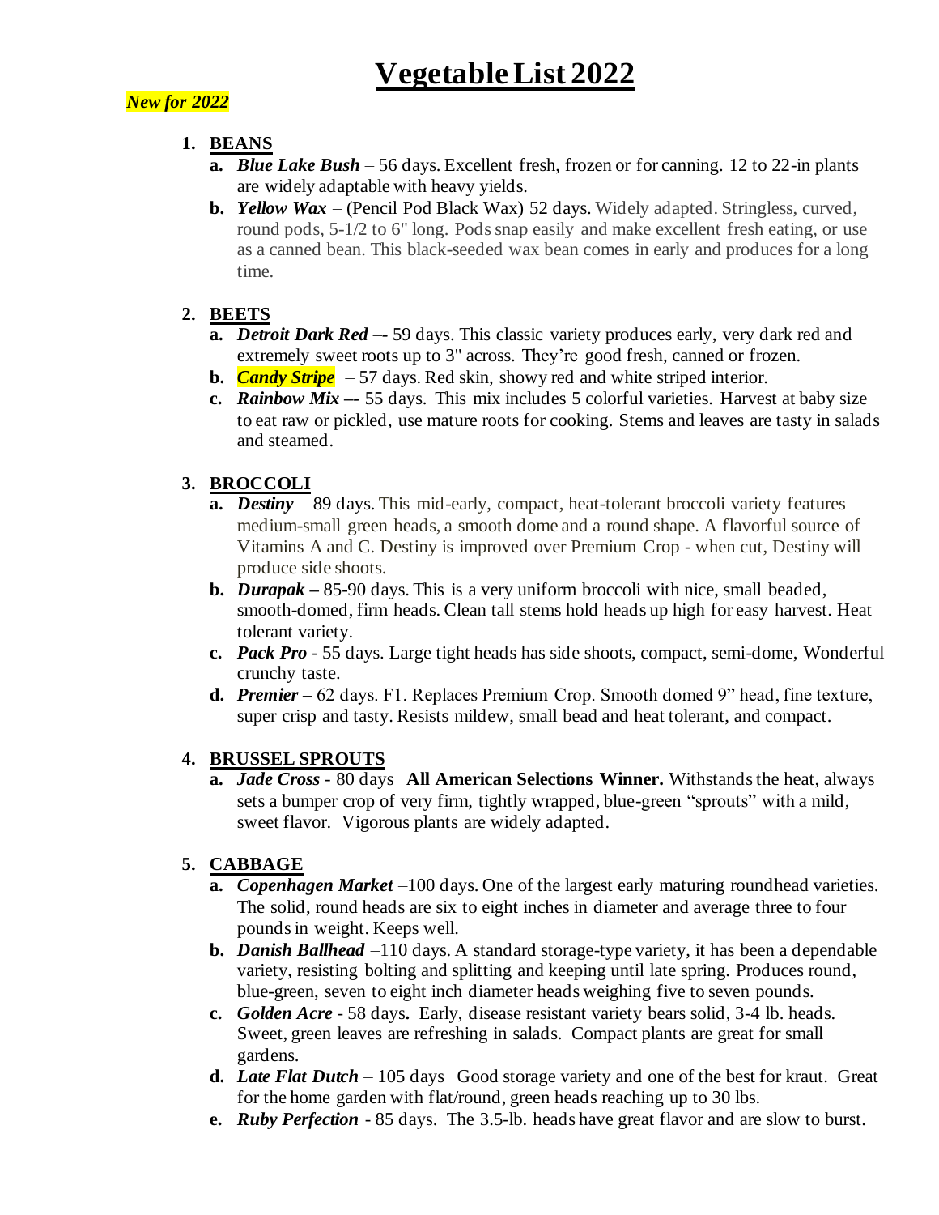# Vegetable List 2022

***New for 2022***

1. **BEANS**
   a. ***Blue Lake Bush*** – 56 days. Excellent fresh, frozen or for canning. 12 to 22-in plants are widely adaptable with heavy yields.
   b. ***Yellow Wax*** – (Pencil Pod Black Wax) 52 days. Widely adapted. Stringless, curved, round pods, 5-1/2 to 6" long. Pods snap easily and make excellent fresh eating, or use as a canned bean. This black-seeded wax bean comes in early and produces for a long time.

2. **BEETS**
   a. ***Detroit Dark Red*** –- 59 days. This classic variety produces early, very dark red and extremely sweet roots up to 3" across. They're good fresh, canned or frozen.
   b. ***Candy Stripe*** – 57 days. Red skin, showy red and white striped interior.
   c. ***Rainbow Mix*** –- 55 days. This mix includes 5 colorful varieties. Harvest at baby size to eat raw or pickled, use mature roots for cooking. Stems and leaves are tasty in salads and steamed.

3. **BROCCOLI**
   a. ***Destiny*** – 89 days. This mid-early, compact, heat-tolerant broccoli variety features medium-small green heads, a smooth dome and a round shape. A flavorful source of Vitamins A and C. Destiny is improved over Premium Crop - when cut, Destiny will produce side shoots.
   b. ***Durapak*** – 85-90 days. This is a very uniform broccoli with nice, small beaded, smooth-domed, firm heads. Clean tall stems hold heads up high for easy harvest. Heat tolerant variety.
   c. ***Pack Pro*** - 55 days. Large tight heads has side shoots, compact, semi-dome, Wonderful crunchy taste.
   d. ***Premier*** – 62 days. F1. Replaces Premium Crop. Smooth domed 9" head, fine texture, super crisp and tasty. Resists mildew, small bead and heat tolerant, and compact.

4. **BRUSSEL SPROUTS**
   a. ***Jade Cross*** - 80 days **All American Selections Winner.** Withstands the heat, always sets a bumper crop of very firm, tightly wrapped, blue-green "sprouts" with a mild, sweet flavor. Vigorous plants are widely adapted.

5. **CABBAGE**
   a. ***Copenhagen Market*** –100 days. One of the largest early maturing roundhead varieties. The solid, round heads are six to eight inches in diameter and average three to four pounds in weight. Keeps well.
   b. ***Danish Ballhead*** –110 days. A standard storage-type variety, it has been a dependable variety, resisting bolting and splitting and keeping until late spring. Produces round, blue-green, seven to eight inch diameter heads weighing five to seven pounds.
   c. ***Golden Acre*** - 58 days**.** Early, disease resistant variety bears solid, 3-4 lb. heads. Sweet, green leaves are refreshing in salads. Compact plants are great for small gardens.
   d. ***Late Flat Dutch*** – 105 days Good storage variety and one of the best for kraut. Great for the home garden with flat/round, green heads reaching up to 30 lbs.
   e. ***Ruby Perfection*** - 85 days. The 3.5-lb. heads have great flavor and are slow to burst.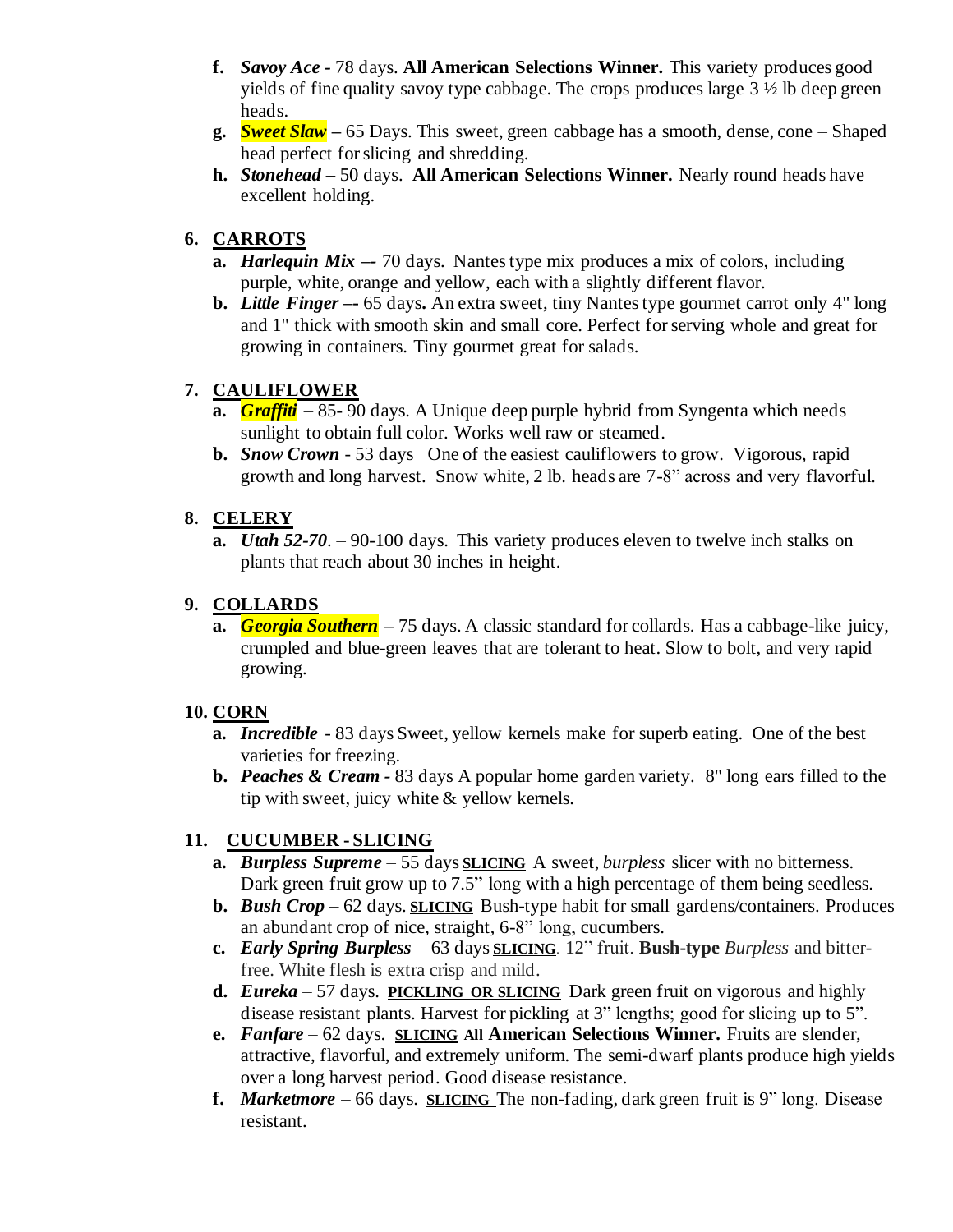f. ***Savoy Ace*** - 78 days. **All American Selections Winner.** This variety produces good yields of fine quality savoy type cabbage. The crops produces large 3 ½ lb deep green heads.

g. ***Sweet Slaw*** **–** 65 Days. This sweet, green cabbage has a smooth, dense, cone – Shaped head perfect for slicing and shredding.

h. ***Stonehead*** **–** 50 days. **All American Selections Winner.** Nearly round heads have excellent holding.

## 6. CARROTS

a. ***Harlequin Mix*** **–-** 70 days. Nantes type mix produces a mix of colors, including purple, white, orange and yellow, each with a slightly different flavor.

b. ***Little Finger*** **–-** 65 days**.** An extra sweet, tiny Nantes type gourmet carrot only 4" long and 1" thick with smooth skin and small core. Perfect for serving whole and great for growing in containers. Tiny gourmet great for salads.

## 7. CAULIFLOWER

a. ***Graffiti*** – 85- 90 days. A Unique deep purple hybrid from Syngenta which needs sunlight to obtain full color. Works well raw or steamed.

b. ***Snow Crown*** - 53 days One of the easiest cauliflowers to grow. Vigorous, rapid growth and long harvest. Snow white, 2 lb. heads are 7-8" across and very flavorful.

## 8. CELERY

a. ***Utah 52-70***. – 90-100 days. This variety produces eleven to twelve inch stalks on plants that reach about 30 inches in height.

## 9. COLLARDS

a. ***Georgia Southern*** **–** 75 days. A classic standard for collards. Has a cabbage-like juicy, crumpled and blue-green leaves that are tolerant to heat. Slow to bolt, and very rapid growing.

## 10. CORN

a. ***Incredible*** - 83 days Sweet, yellow kernels make for superb eating. One of the best varieties for freezing.

b. ***Peaches & Cream*** **-** 83 days A popular home garden variety. 8" long ears filled to the tip with sweet, juicy white & yellow kernels.

## 11. CUCUMBER - SLICING

a. ***Burpless Supreme*** – 55 days **SLICING** A sweet, *burpless* slicer with no bitterness. Dark green fruit grow up to 7.5" long with a high percentage of them being seedless.

b. ***Bush Crop*** – 62 days. **SLICING** Bush-type habit for small gardens/containers. Produces an abundant crop of nice, straight, 6-8" long, cucumbers.

c. ***Early Spring Burpless*** – 63 days **SLICING**. 12" fruit. **Bush-type** *Burpless* and bitter-free. White flesh is extra crisp and mild.

d. ***Eureka*** – 57 days. **PICKLING OR SLICING** Dark green fruit on vigorous and highly disease resistant plants. Harvest for pickling at 3" lengths; good for slicing up to 5".

e. ***Fanfare*** – 62 days. **SLICING All American Selections Winner.** Fruits are slender, attractive, flavorful, and extremely uniform. The semi-dwarf plants produce high yields over a long harvest period. Good disease resistance.

f. ***Marketmore*** – 66 days. **SLICING** The non-fading, dark green fruit is 9" long. Disease resistant.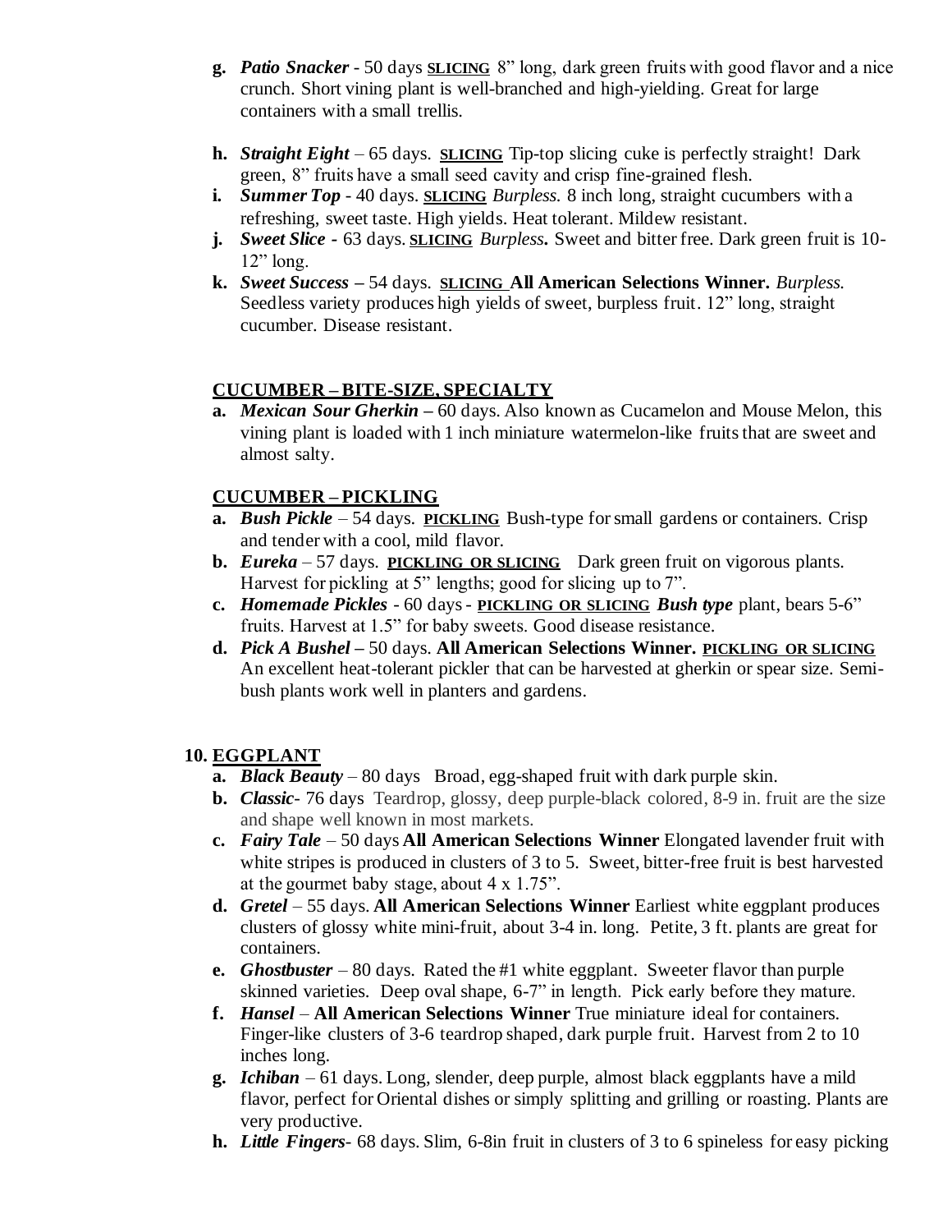g. ***Patio Snacker*** - 50 days **SLICING** 8" long, dark green fruits with good flavor and a nice crunch. Short vining plant is well-branched and high-yielding. Great for large containers with a small trellis.

h. ***Straight Eight*** – 65 days. **SLICING** Tip-top slicing cuke is perfectly straight! Dark green, 8" fruits have a small seed cavity and crisp fine-grained flesh.

i. ***Summer Top*** - 40 days. **SLICING** *Burpless.* 8 inch long, straight cucumbers with a refreshing, sweet taste. High yields. Heat tolerant. Mildew resistant.

j. ***Sweet Slice*** - 63 days. **SLICING** ***Burpless.*** Sweet and bitter free. Dark green fruit is 10-12" long.

k. ***Sweet Success*** – 54 days. **SLICING All American Selections Winner.** *Burpless.* Seedless variety produces high yields of sweet, burpless fruit. 12" long, straight cucumber. Disease resistant.

**CUCUMBER – BITE-SIZE, SPECIALTY**

a. ***Mexican Sour Gherkin*** – 60 days. Also known as Cucamelon and Mouse Melon, this vining plant is loaded with 1 inch miniature watermelon-like fruits that are sweet and almost salty.

**CUCUMBER – PICKLING**

a. ***Bush Pickle*** – 54 days. **PICKLING** Bush-type for small gardens or containers. Crisp and tender with a cool, mild flavor.

b. ***Eureka*** – 57 days. **PICKLING OR SLICING** Dark green fruit on vigorous plants. Harvest for pickling at 5" lengths; good for slicing up to 7".

c. ***Homemade Pickles*** - 60 days - **PICKLING OR SLICING** ***Bush type*** plant, bears 5-6" fruits. Harvest at 1.5" for baby sweets. Good disease resistance.

d. ***Pick A Bushel*** – 50 days. **All American Selections Winner. PICKLING OR SLICING** An excellent heat-tolerant pickler that can be harvested at gherkin or spear size. Semi-bush plants work well in planters and gardens.

## 10. EGGPLANT

a. ***Black Beauty*** – 80 days Broad, egg-shaped fruit with dark purple skin.

b. ***Classic***- 76 days Teardrop, glossy, deep purple-black colored, 8-9 in. fruit are the size and shape well known in most markets.

c. ***Fairy Tale*** – 50 days **All American Selections Winner** Elongated lavender fruit with white stripes is produced in clusters of 3 to 5. Sweet, bitter-free fruit is best harvested at the gourmet baby stage, about 4 x 1.75".

d. ***Gretel*** – 55 days. **All American Selections Winner** Earliest white eggplant produces clusters of glossy white mini-fruit, about 3-4 in. long. Petite, 3 ft. plants are great for containers.

e. ***Ghostbuster*** – 80 days. Rated the #1 white eggplant. Sweeter flavor than purple skinned varieties. Deep oval shape, 6-7" in length. Pick early before they mature.

f. ***Hansel*** – **All American Selections Winner** True miniature ideal for containers. Finger-like clusters of 3-6 teardrop shaped, dark purple fruit. Harvest from 2 to 10 inches long.

g. ***Ichiban*** – 61 days. Long, slender, deep purple, almost black eggplants have a mild flavor, perfect for Oriental dishes or simply splitting and grilling or roasting. Plants are very productive.

h. ***Little Fingers***- 68 days. Slim, 6-8in fruit in clusters of 3 to 6 spineless for easy picking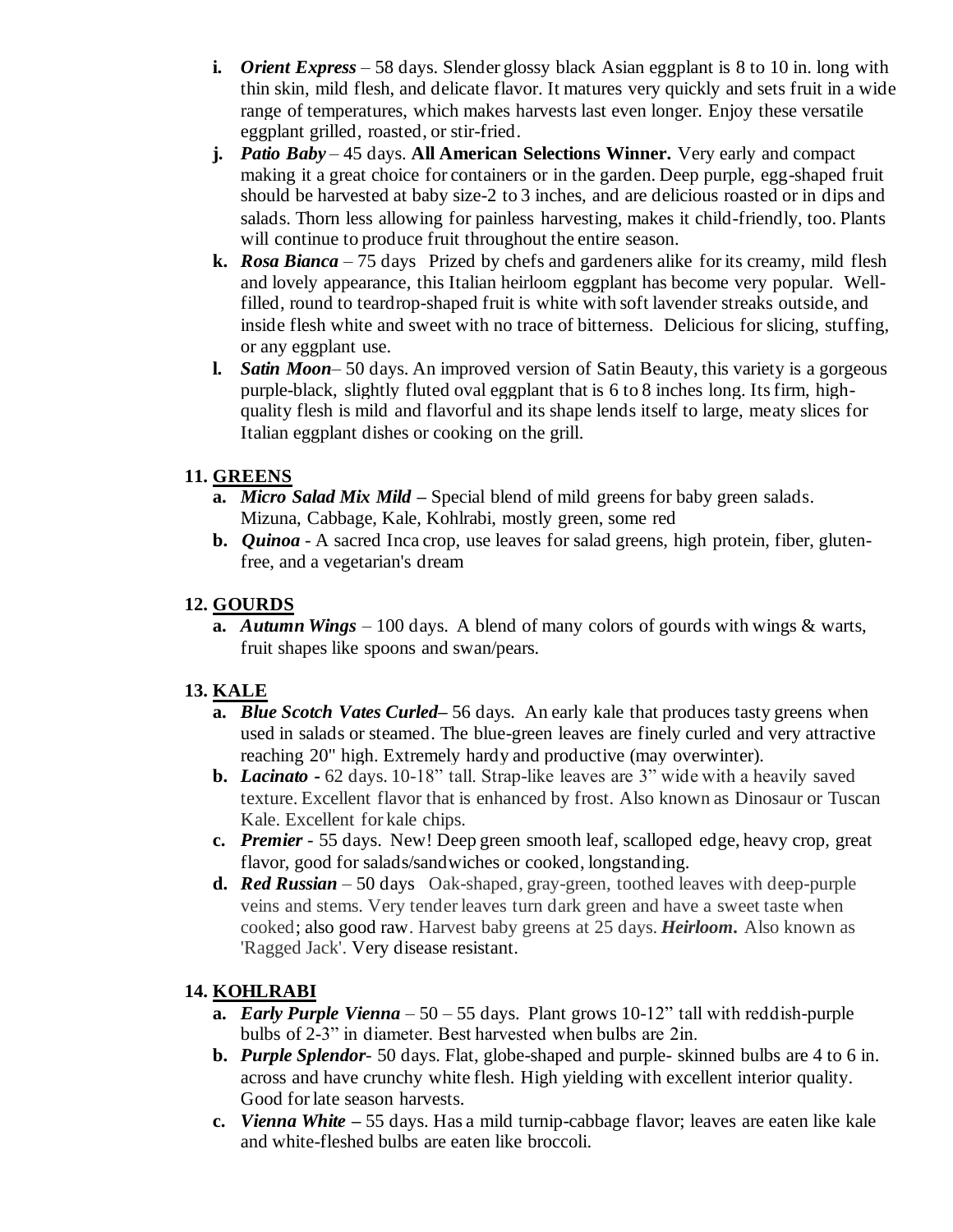- **i.** ***Orient Express*** – 58 days. Slender glossy black Asian eggplant is 8 to 10 in. long with thin skin, mild flesh, and delicate flavor. It matures very quickly and sets fruit in a wide range of temperatures, which makes harvests last even longer. Enjoy these versatile eggplant grilled, roasted, or stir-fried.
- **j.** ***Patio Baby*** – 45 days. **All American Selections Winner.** Very early and compact making it a great choice for containers or in the garden. Deep purple, egg-shaped fruit should be harvested at baby size-2 to 3 inches, and are delicious roasted or in dips and salads. Thorn less allowing for painless harvesting, makes it child-friendly, too. Plants will continue to produce fruit throughout the entire season.
- **k.** ***Rosa Bianca*** – 75 days Prized by chefs and gardeners alike for its creamy, mild flesh and lovely appearance, this Italian heirloom eggplant has become very popular. Well-filled, round to teardrop-shaped fruit is white with soft lavender streaks outside, and inside flesh white and sweet with no trace of bitterness. Delicious for slicing, stuffing, or any eggplant use.
- **l.** ***Satin Moon***– 50 days. An improved version of Satin Beauty, this variety is a gorgeous purple-black, slightly fluted oval eggplant that is 6 to 8 inches long. Its firm, high-quality flesh is mild and flavorful and its shape lends itself to large, meaty slices for Italian eggplant dishes or cooking on the grill.

## 11. GREENS

- **a.** ***Micro Salad Mix Mild*** **–** Special blend of mild greens for baby green salads. Mizuna, Cabbage, Kale, Kohlrabi, mostly green, some red
- **b.** ***Quinoa*** - A sacred Inca crop, use leaves for salad greens, high protein, fiber, gluten-free, and a vegetarian's dream

## 12. GOURDS

- **a.** ***Autumn Wings*** – 100 days. A blend of many colors of gourds with wings & warts, fruit shapes like spoons and swan/pears.

## 13. KALE

- **a.** ***Blue Scotch Vates Curled***– 56 days. An early kale that produces tasty greens when used in salads or steamed. The blue-green leaves are finely curled and very attractive reaching 20" high. Extremely hardy and productive (may overwinter).
- **b.** ***Lacinato*** **-** 62 days. 10-18" tall. Strap-like leaves are 3" wide with a heavily saved texture. Excellent flavor that is enhanced by frost. Also known as Dinosaur or Tuscan Kale. Excellent for kale chips.
- **c.** ***Premier*** - 55 days. New! Deep green smooth leaf, scalloped edge, heavy crop, great flavor, good for salads/sandwiches or cooked, longstanding.
- **d.** ***Red Russian*** – 50 days Oak-shaped, gray-green, toothed leaves with deep-purple veins and stems. Very tender leaves turn dark green and have a sweet taste when cooked; also good raw. Harvest baby greens at 25 days. ***Heirloom.*** Also known as 'Ragged Jack'. Very disease resistant.

## 14. KOHLRABI

- **a.** ***Early Purple Vienna*** – 50 – 55 days. Plant grows 10-12" tall with reddish-purple bulbs of 2-3" in diameter. Best harvested when bulbs are 2in.
- **b.** ***Purple Splendor***- 50 days. Flat, globe-shaped and purple- skinned bulbs are 4 to 6 in. across and have crunchy white flesh. High yielding with excellent interior quality. Good for late season harvests.
- **c.** ***Vienna White*** **–** 55 days. Has a mild turnip-cabbage flavor; leaves are eaten like kale and white-fleshed bulbs are eaten like broccoli.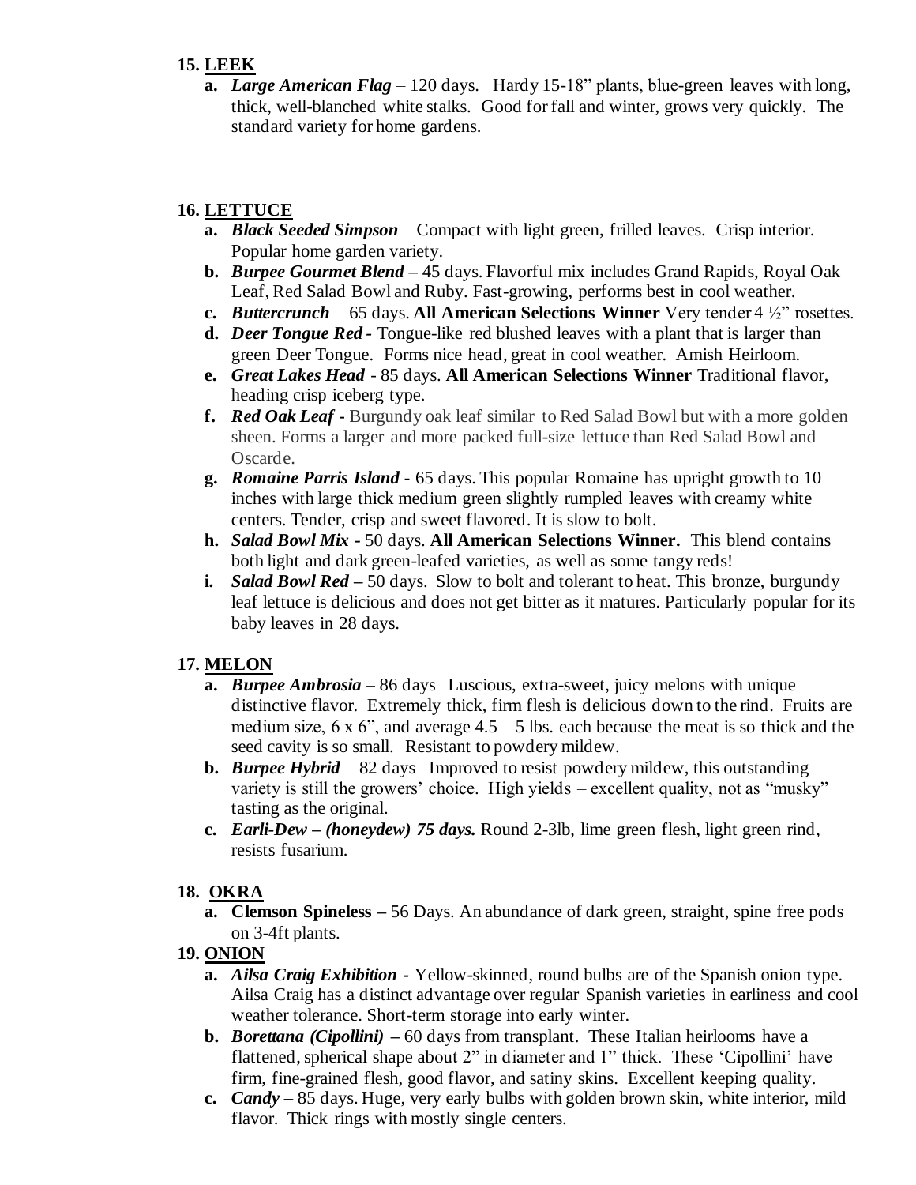**15. <u>LEEK</u>**

a. ***Large American Flag*** – 120 days. Hardy 15-18" plants, blue-green leaves with long, thick, well-blanched white stalks. Good for fall and winter, grows very quickly. The standard variety for home gardens.

**16. <u>LETTUCE</u>**

a. ***Black Seeded Simpson*** – Compact with light green, frilled leaves. Crisp interior. Popular home garden variety.

b. ***Burpee Gourmet Blend*** **–** 45 days. Flavorful mix includes Grand Rapids, Royal Oak Leaf, Red Salad Bowl and Ruby. Fast-growing, performs best in cool weather.

c. ***Buttercrunch*** – 65 days. **All American Selections Winner** Very tender 4 ½" rosettes.

d. ***Deer Tongue Red*** **-** Tongue-like red blushed leaves with a plant that is larger than green Deer Tongue. Forms nice head, great in cool weather. Amish Heirloom.

e. ***Great Lakes Head*** - 85 days. **All American Selections Winner** Traditional flavor, heading crisp iceberg type.

f. ***Red Oak Leaf*** **-** Burgundy oak leaf similar to Red Salad Bowl but with a more golden sheen. Forms a larger and more packed full-size lettuce than Red Salad Bowl and Oscarde.

g. ***Romaine Parris Island*** - 65 days. This popular Romaine has upright growth to 10 inches with large thick medium green slightly rumpled leaves with creamy white centers. Tender, crisp and sweet flavored. It is slow to bolt.

h. ***Salad Bowl Mix*** **-** 50 days. **All American Selections Winner.** This blend contains both light and dark green-leafed varieties, as well as some tangy reds!

i. ***Salad Bowl Red*** **–** 50 days. Slow to bolt and tolerant to heat. This bronze, burgundy leaf lettuce is delicious and does not get bitter as it matures. Particularly popular for its baby leaves in 28 days.

**17. <u>MELON</u>**

a. ***Burpee Ambrosia*** – 86 days Luscious, extra-sweet, juicy melons with unique distinctive flavor. Extremely thick, firm flesh is delicious down to the rind. Fruits are medium size, 6 x 6", and average 4.5 – 5 lbs. each because the meat is so thick and the seed cavity is so small. Resistant to powdery mildew.

b. ***Burpee Hybrid*** – 82 days Improved to resist powdery mildew, this outstanding variety is still the growers' choice. High yields – excellent quality, not as "musky" tasting as the original.

c. ***Earli-Dew – (honeydew) 75 days.*** Round 2-3lb, lime green flesh, light green rind, resists fusarium.

**18. <u>OKRA</u>**

a. **Clemson Spineless –** 56 Days. An abundance of dark green, straight, spine free pods on 3-4ft plants.

**19. <u>ONION</u>**

a. ***Ailsa Craig Exhibition*** **-** Yellow-skinned, round bulbs are of the Spanish onion type. Ailsa Craig has a distinct advantage over regular Spanish varieties in earliness and cool weather tolerance. Short-term storage into early winter.

b. ***Borettana (Cipollini)*** **–** 60 days from transplant. These Italian heirlooms have a flattened, spherical shape about 2" in diameter and 1" thick. These 'Cipollini' have firm, fine-grained flesh, good flavor, and satiny skins. Excellent keeping quality.

c. ***Candy*** **–** 85 days. Huge, very early bulbs with golden brown skin, white interior, mild flavor. Thick rings with mostly single centers.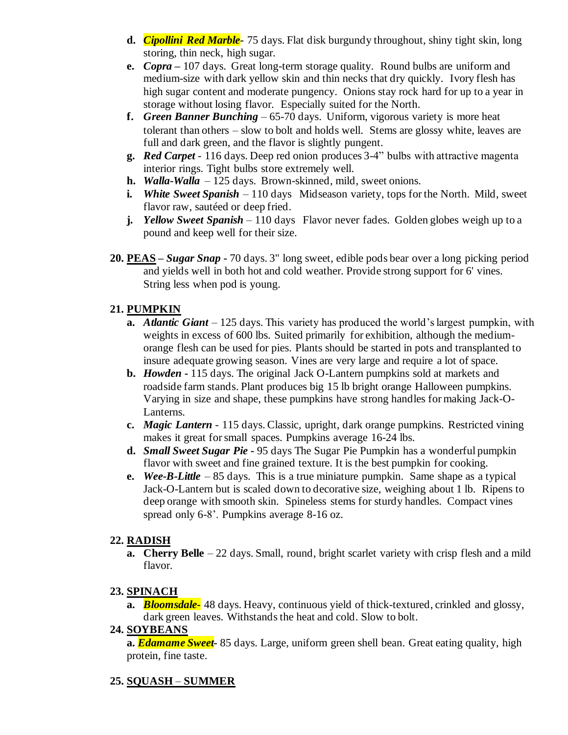d. ***Cipollini Red Marble***- 75 days. Flat disk burgundy throughout, shiny tight skin, long storing, thin neck, high sugar.

e. ***Copra*** – 107 days. Great long-term storage quality. Round bulbs are uniform and medium-size with dark yellow skin and thin necks that dry quickly. Ivory flesh has high sugar content and moderate pungency. Onions stay rock hard for up to a year in storage without losing flavor. Especially suited for the North.

f. ***Green Banner Bunching*** – 65-70 days. Uniform, vigorous variety is more heat tolerant than others – slow to bolt and holds well. Stems are glossy white, leaves are full and dark green, and the flavor is slightly pungent.

g. ***Red Carpet*** - 116 days. Deep red onion produces 3-4" bulbs with attractive magenta interior rings. Tight bulbs store extremely well.

h. ***Walla-Walla*** – 125 days. Brown-skinned, mild, sweet onions.

i. ***White Sweet Spanish*** – 110 days Midseason variety, tops for the North. Mild, sweet flavor raw, sautéed or deep fried.

j. ***Yellow Sweet Spanish*** – 110 days Flavor never fades. Golden globes weigh up to a pound and keep well for their size.

**20. PEAS** – ***Sugar Snap*** - 70 days. 3" long sweet, edible pods bear over a long picking period and yields well in both hot and cold weather. Provide strong support for 6' vines. String less when pod is young.

**21. PUMPKIN**

a. ***Atlantic Giant*** – 125 days. This variety has produced the world's largest pumpkin, with weights in excess of 600 lbs. Suited primarily for exhibition, although the medium-orange flesh can be used for pies. Plants should be started in pots and transplanted to insure adequate growing season. Vines are very large and require a lot of space.

b. ***Howden*** - 115 days. The original Jack O-Lantern pumpkins sold at markets and roadside farm stands. Plant produces big 15 lb bright orange Halloween pumpkins. Varying in size and shape, these pumpkins have strong handles for making Jack-O-Lanterns.

c. ***Magic Lantern*** - 115 days. Classic, upright, dark orange pumpkins. Restricted vining makes it great for small spaces. Pumpkins average 16-24 lbs.

d. ***Small Sweet Sugar Pie*** - 95 days The Sugar Pie Pumpkin has a wonderful pumpkin flavor with sweet and fine grained texture. It is the best pumpkin for cooking.

e. ***Wee-B-Little*** – 85 days. This is a true miniature pumpkin. Same shape as a typical Jack-O-Lantern but is scaled down to decorative size, weighing about 1 lb. Ripens to deep orange with smooth skin. Spineless stems for sturdy handles. Compact vines spread only 6-8'. Pumpkins average 8-16 oz.

**22. RADISH**

a. **Cherry Belle** – 22 days. Small, round, bright scarlet variety with crisp flesh and a mild flavor.

**23. SPINACH**

a. ***Bloomsdale***- 48 days. Heavy, continuous yield of thick-textured, crinkled and glossy, dark green leaves. Withstands the heat and cold. Slow to bolt.

**24. SOYBEANS**

a. ***Edamame Sweet***- 85 days. Large, uniform green shell bean. Great eating quality, high protein, fine taste.

**25. SQUASH – SUMMER**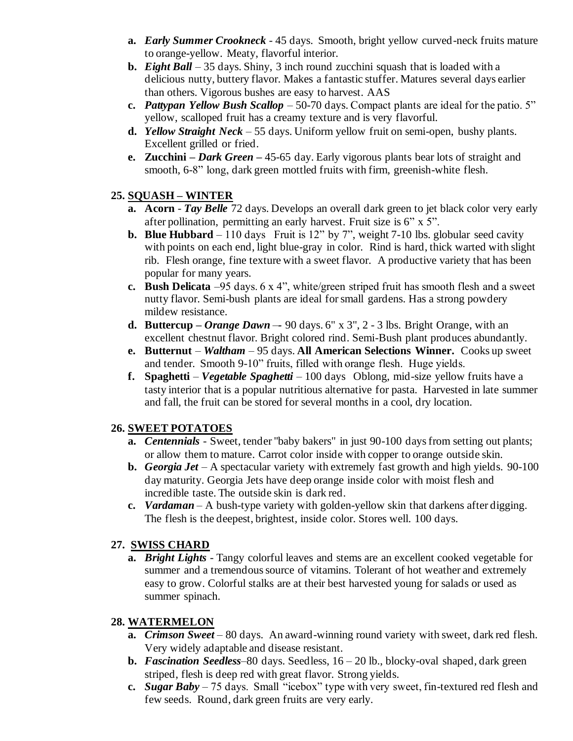- **a.** ***Early Summer Crookneck*** - 45 days. Smooth, bright yellow curved-neck fruits mature to orange-yellow. Meaty, flavorful interior.
- **b.** ***Eight Ball*** – 35 days. Shiny, 3 inch round zucchini squash that is loaded with a delicious nutty, buttery flavor. Makes a fantastic stuffer. Matures several days earlier than others. Vigorous bushes are easy to harvest. AAS
- **c.** ***Pattypan Yellow Bush Scallop*** – 50-70 days. Compact plants are ideal for the patio. 5" yellow, scalloped fruit has a creamy texture and is very flavorful.
- **d.** ***Yellow Straight Neck*** – 55 days. Uniform yellow fruit on semi-open, bushy plants. Excellent grilled or fried.
- **e.** **Zucchini –** ***Dark Green*** **–** 45-65 day. Early vigorous plants bear lots of straight and smooth, 6-8" long, dark green mottled fruits with firm, greenish-white flesh.

## 25. SQUASH – WINTER

- **a.** **Acorn** - ***Tay Belle*** 72 days. Develops an overall dark green to jet black color very early after pollination, permitting an early harvest. Fruit size is 6" x 5".
- **b.** **Blue Hubbard** – 110 days Fruit is 12" by 7", weight 7-10 lbs. globular seed cavity with points on each end, light blue-gray in color. Rind is hard, thick warted with slight rib. Flesh orange, fine texture with a sweet flavor. A productive variety that has been popular for many years.
- **c.** **Bush Delicata** –95 days. 6 x 4", white/green striped fruit has smooth flesh and a sweet nutty flavor. Semi-bush plants are ideal for small gardens. Has a strong powdery mildew resistance.
- **d.** **Buttercup –** ***Orange Dawn*** –- 90 days. 6" x 3", 2 - 3 lbs. Bright Orange, with an excellent chestnut flavor. Bright colored rind. Semi-Bush plant produces abundantly.
- **e.** **Butternut** – ***Waltham*** – 95 days. **All American Selections Winner.** Cooks up sweet and tender. Smooth 9-10" fruits, filled with orange flesh. Huge yields.
- **f.** **Spaghetti** – ***Vegetable Spaghetti*** – 100 days Oblong, mid-size yellow fruits have a tasty interior that is a popular nutritious alternative for pasta. Harvested in late summer and fall, the fruit can be stored for several months in a cool, dry location.

## 26. SWEET POTATOES

- **a.** ***Centennials*** - Sweet, tender "baby bakers" in just 90-100 days from setting out plants; or allow them to mature. Carrot color inside with copper to orange outside skin.
- **b.** ***Georgia Jet*** – A spectacular variety with extremely fast growth and high yields. 90-100 day maturity. Georgia Jets have deep orange inside color with moist flesh and incredible taste. The outside skin is dark red.
- **c.** ***Vardaman*** – A bush-type variety with golden-yellow skin that darkens after digging. The flesh is the deepest, brightest, inside color. Stores well. 100 days.

## 27. SWISS CHARD

- **a.** ***Bright Lights*** - Tangy colorful leaves and stems are an excellent cooked vegetable for summer and a tremendous source of vitamins. Tolerant of hot weather and extremely easy to grow. Colorful stalks are at their best harvested young for salads or used as summer spinach.

## 28. WATERMELON

- **a.** ***Crimson Sweet*** – 80 days. An award-winning round variety with sweet, dark red flesh. Very widely adaptable and disease resistant.
- **b.** ***Fascination Seedless***–80 days. Seedless, 16 – 20 lb., blocky-oval shaped, dark green striped, flesh is deep red with great flavor. Strong yields.
- **c.** ***Sugar Baby*** – 75 days. Small "icebox" type with very sweet, fin-textured red flesh and few seeds. Round, dark green fruits are very early.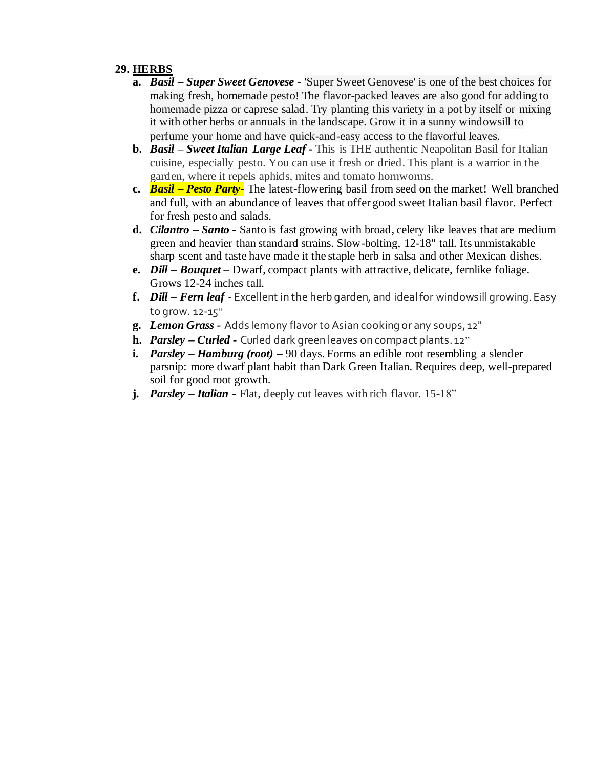**29. HERBS**

a. ***Basil – Super Sweet Genovese -*** 'Super Sweet Genovese' is one of the best choices for making fresh, homemade pesto! The flavor-packed leaves are also good for adding to homemade pizza or caprese salad. Try planting this variety in a pot by itself or mixing it with other herbs or annuals in the landscape. Grow it in a sunny windowsill to perfume your home and have quick-and-easy access to the flavorful leaves.

b. ***Basil – Sweet Italian Large Leaf -*** This is THE authentic Neapolitan Basil for Italian cuisine, especially pesto. You can use it fresh or dried. This plant is a warrior in the garden, where it repels aphids, mites and tomato hornworms.

c. ***Basil – Pesto Party-*** The latest-flowering basil from seed on the market! Well branched and full, with an abundance of leaves that offer good sweet Italian basil flavor. Perfect for fresh pesto and salads.

d. ***Cilantro – Santo -*** Santo is fast growing with broad, celery like leaves that are medium green and heavier than standard strains. Slow-bolting, 12-18" tall. Its unmistakable sharp scent and taste have made it the staple herb in salsa and other Mexican dishes.

e. ***Dill – Bouquet*** – Dwarf, compact plants with attractive, delicate, fernlike foliage. Grows 12-24 inches tall.

f. ***Dill – Fern leaf*** - Excellent in the herb garden, and ideal for windowsill growing. Easy to grow. 12-15"

g. ***Lemon Grass -*** Adds lemony flavor to Asian cooking or any soups, 12"

h. ***Parsley – Curled -*** Curled dark green leaves on compact plants. 12"

i. ***Parsley – Hamburg (root)*** – 90 days. Forms an edible root resembling a slender parsnip: more dwarf plant habit than Dark Green Italian. Requires deep, well-prepared soil for good root growth.

j. ***Parsley – Italian -*** Flat, deeply cut leaves with rich flavor. 15-18"